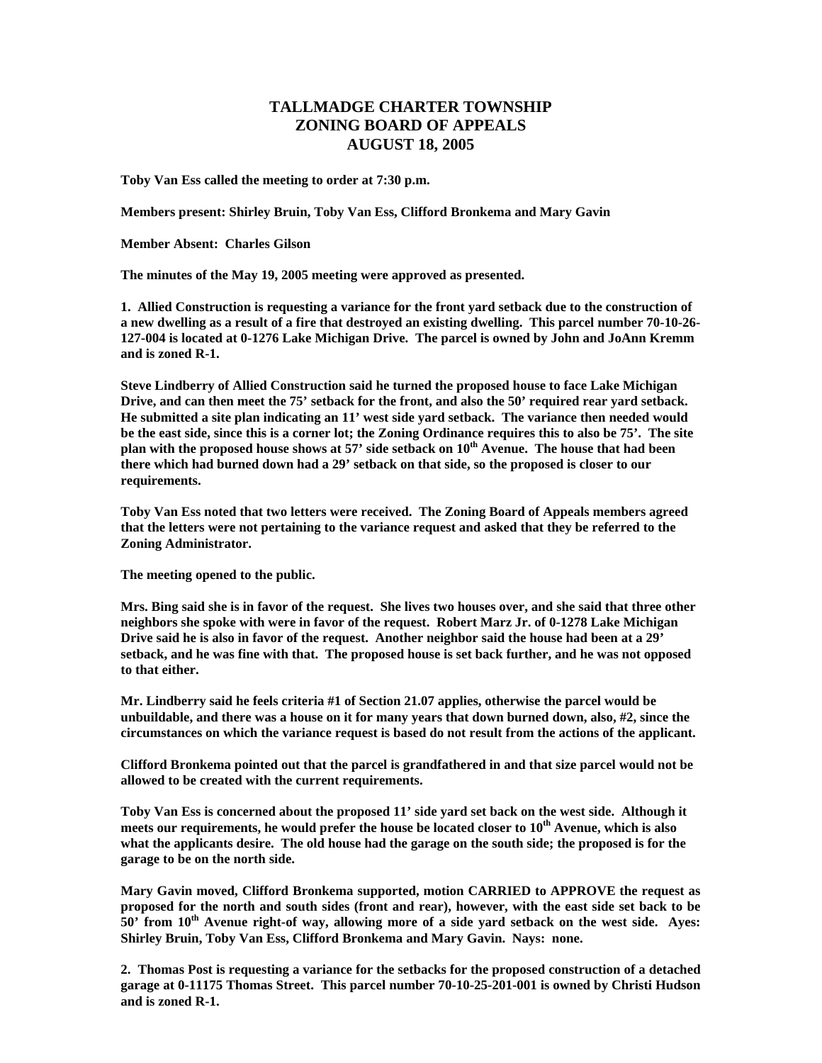# TALLMADGE CHARTER TOWNSHIP
# ZONING BOARD OF APPEALS
# AUGUST 18, 2005

**Toby Van Ess called the meeting to order at 7:30 p.m.**

**Members present: Shirley Bruin, Toby Van Ess, Clifford Bronkema and Mary Gavin**

**Member Absent: Charles Gilson**

**The minutes of the May 19, 2005 meeting were approved as presented.**

**1. Allied Construction is requesting a variance for the front yard setback due to the construction of a new dwelling as a result of a fire that destroyed an existing dwelling. This parcel number 70-10-26-127-004 is located at 0-1276 Lake Michigan Drive. The parcel is owned by John and JoAnn Kremm and is zoned R-1.**

**Steve Lindberry of Allied Construction said he turned the proposed house to face Lake Michigan Drive, and can then meet the 75' setback for the front, and also the 50' required rear yard setback. He submitted a site plan indicating an 11' west side yard setback. The variance then needed would be the east side, since this is a corner lot; the Zoning Ordinance requires this to also be 75'. The site plan with the proposed house shows at 57' side setback on 10th Avenue. The house that had been there which had burned down had a 29' setback on that side, so the proposed is closer to our requirements.**

**Toby Van Ess noted that two letters were received. The Zoning Board of Appeals members agreed that the letters were not pertaining to the variance request and asked that they be referred to the Zoning Administrator.**

**The meeting opened to the public.**

**Mrs. Bing said she is in favor of the request. She lives two houses over, and she said that three other neighbors she spoke with were in favor of the request. Robert Marz Jr. of 0-1278 Lake Michigan Drive said he is also in favor of the request. Another neighbor said the house had been at a 29' setback, and he was fine with that. The proposed house is set back further, and he was not opposed to that either.**

**Mr. Lindberry said he feels criteria #1 of Section 21.07 applies, otherwise the parcel would be unbuildable, and there was a house on it for many years that down burned down, also, #2, since the circumstances on which the variance request is based do not result from the actions of the applicant.**

**Clifford Bronkema pointed out that the parcel is grandfathered in and that size parcel would not be allowed to be created with the current requirements.**

**Toby Van Ess is concerned about the proposed 11' side yard set back on the west side. Although it meets our requirements, he would prefer the house be located closer to 10th Avenue, which is also what the applicants desire. The old house had the garage on the south side; the proposed is for the garage to be on the north side.**

**Mary Gavin moved, Clifford Bronkema supported, motion CARRIED to APPROVE the request as proposed for the north and south sides (front and rear), however, with the east side set back to be 50' from 10th Avenue right-of way, allowing more of a side yard setback on the west side. Ayes: Shirley Bruin, Toby Van Ess, Clifford Bronkema and Mary Gavin. Nays: none.**

**2. Thomas Post is requesting a variance for the setbacks for the proposed construction of a detached garage at 0-11175 Thomas Street. This parcel number 70-10-25-201-001 is owned by Christi Hudson and is zoned R-1.**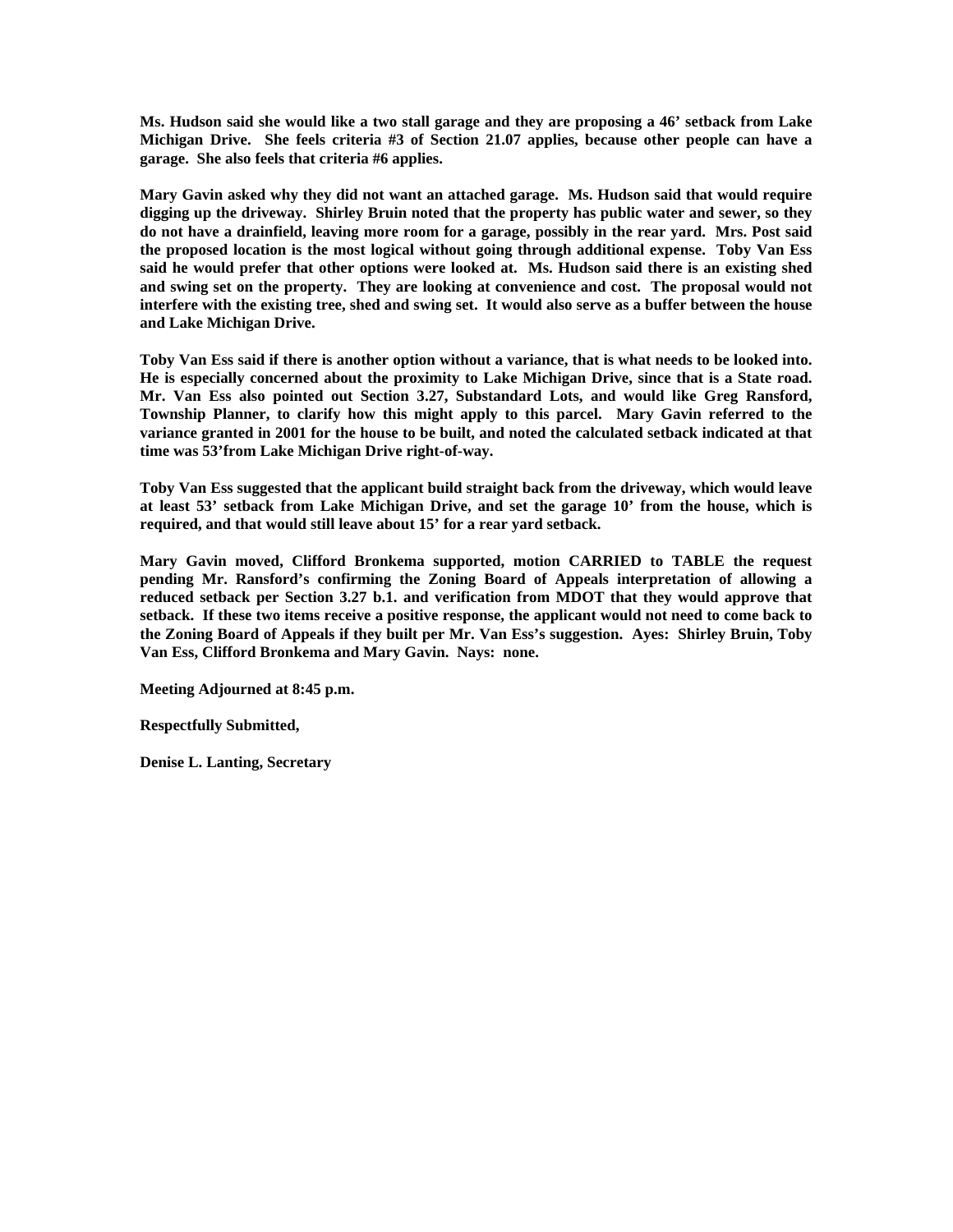**Ms. Hudson said she would like a two stall garage and they are proposing a 46' setback from Lake Michigan Drive. She feels criteria #3 of Section 21.07 applies, because other people can have a garage. She also feels that criteria #6 applies.**

**Mary Gavin asked why they did not want an attached garage. Ms. Hudson said that would require digging up the driveway. Shirley Bruin noted that the property has public water and sewer, so they do not have a drainfield, leaving more room for a garage, possibly in the rear yard. Mrs. Post said the proposed location is the most logical without going through additional expense. Toby Van Ess said he would prefer that other options were looked at. Ms. Hudson said there is an existing shed and swing set on the property. They are looking at convenience and cost. The proposal would not interfere with the existing tree, shed and swing set. It would also serve as a buffer between the house and Lake Michigan Drive.**

**Toby Van Ess said if there is another option without a variance, that is what needs to be looked into. He is especially concerned about the proximity to Lake Michigan Drive, since that is a State road. Mr. Van Ess also pointed out Section 3.27, Substandard Lots, and would like Greg Ransford, Township Planner, to clarify how this might apply to this parcel. Mary Gavin referred to the variance granted in 2001 for the house to be built, and noted the calculated setback indicated at that time was 53'from Lake Michigan Drive right-of-way.**

**Toby Van Ess suggested that the applicant build straight back from the driveway, which would leave at least 53' setback from Lake Michigan Drive, and set the garage 10' from the house, which is required, and that would still leave about 15' for a rear yard setback.**

**Mary Gavin moved, Clifford Bronkema supported, motion CARRIED to TABLE the request pending Mr. Ransford's confirming the Zoning Board of Appeals interpretation of allowing a reduced setback per Section 3.27 b.1. and verification from MDOT that they would approve that setback. If these two items receive a positive response, the applicant would not need to come back to the Zoning Board of Appeals if they built per Mr. Van Ess's suggestion. Ayes: Shirley Bruin, Toby Van Ess, Clifford Bronkema and Mary Gavin. Nays: none.**

**Meeting Adjourned at 8:45 p.m.**

**Respectfully Submitted,**

**Denise L. Lanting, Secretary**